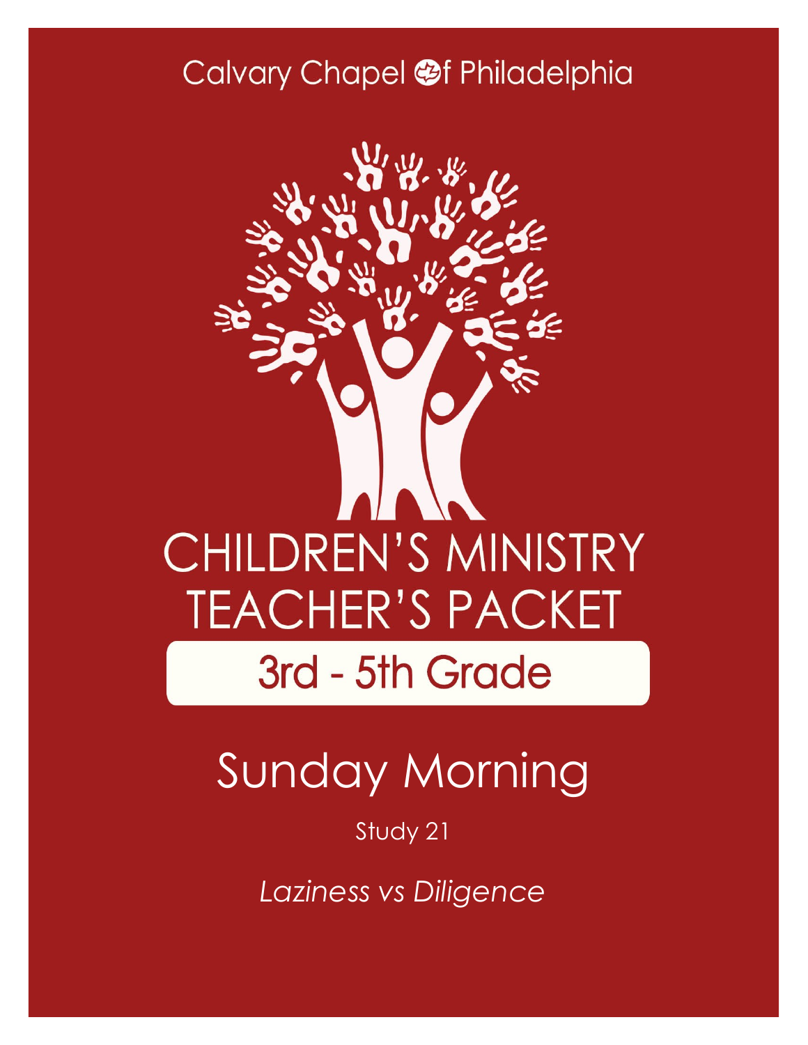Calvary Chapel of Philadelphia

# CHILDREN'S MINISTRY TEACHER'S PACKET

## 3rd - 5th Grade

# Sunday Morning

Study 21

*Laziness vs Diligence*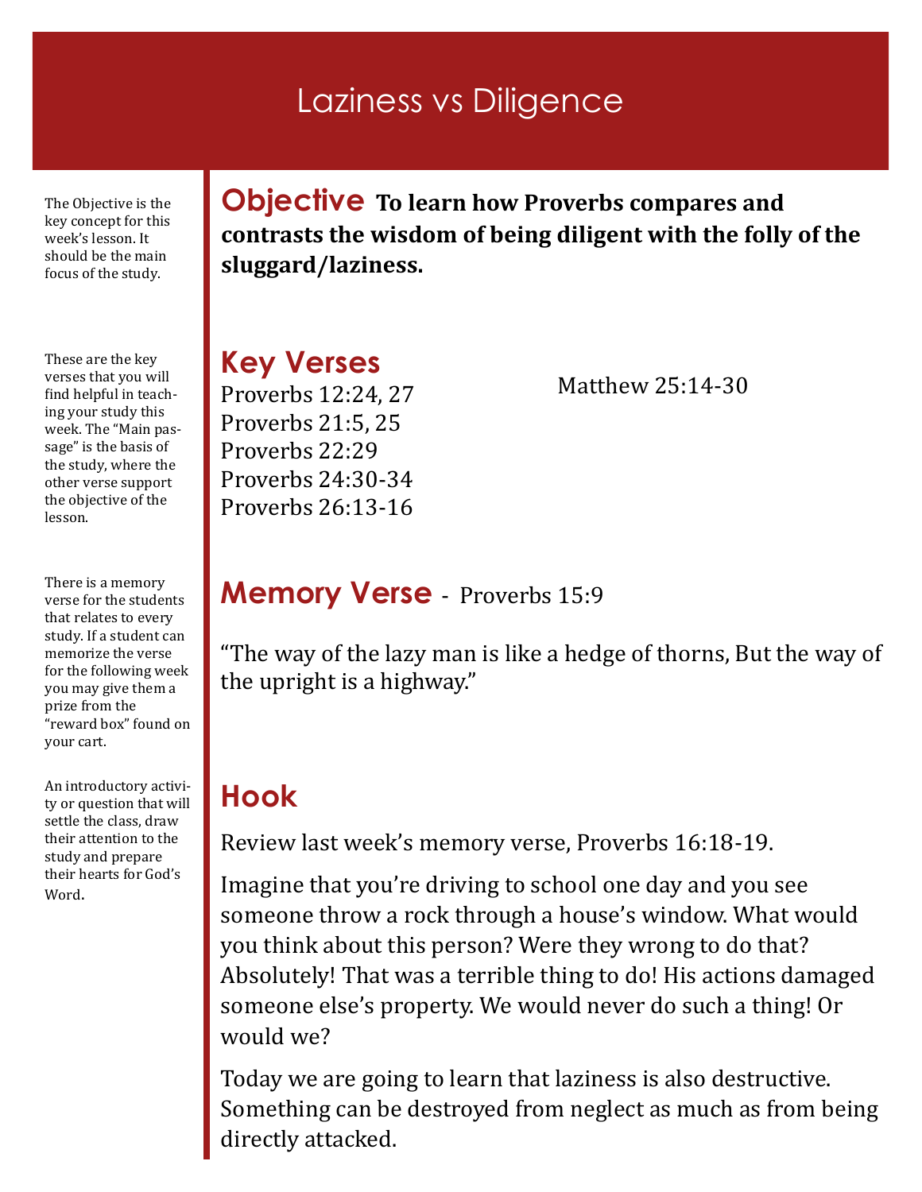# Laziness vs Diligence

The Objective is the key concept for this week's lesson. It should be the main focus of the study.

## Objective

**To learn how Proverbs compares and contrasts the wisdom of being diligent with the folly of the sluggard/laziness.**

These are the key verses that you will find helpful in teaching your study this week. The "Main passage" is the basis of the study, where the other verse support the objective of the lesson.

## Key Verses

Proverbs 12:24, 27
Proverbs 21:5, 25
Proverbs 22:29
Proverbs 24:30-34
Proverbs 26:13-16

Matthew 25:14-30

There is a memory verse for the students that relates to every study. If a student can memorize the verse for the following week you may give them a prize from the "reward box" found on your cart.

## Memory Verse - Proverbs 15:9

"The way of the lazy man is like a hedge of thorns, But the way of the upright is a highway."

An introductory activity or question that will settle the class, draw their attention to the study and prepare their hearts for God's Word.

## Hook

Review last week's memory verse, Proverbs 16:18-19.

Imagine that you're driving to school one day and you see someone throw a rock through a house's window. What would you think about this person? Were they wrong to do that? Absolutely! That was a terrible thing to do! His actions damaged someone else's property. We would never do such a thing! Or would we?

Today we are going to learn that laziness is also destructive. Something can be destroyed from neglect as much as from being directly attacked.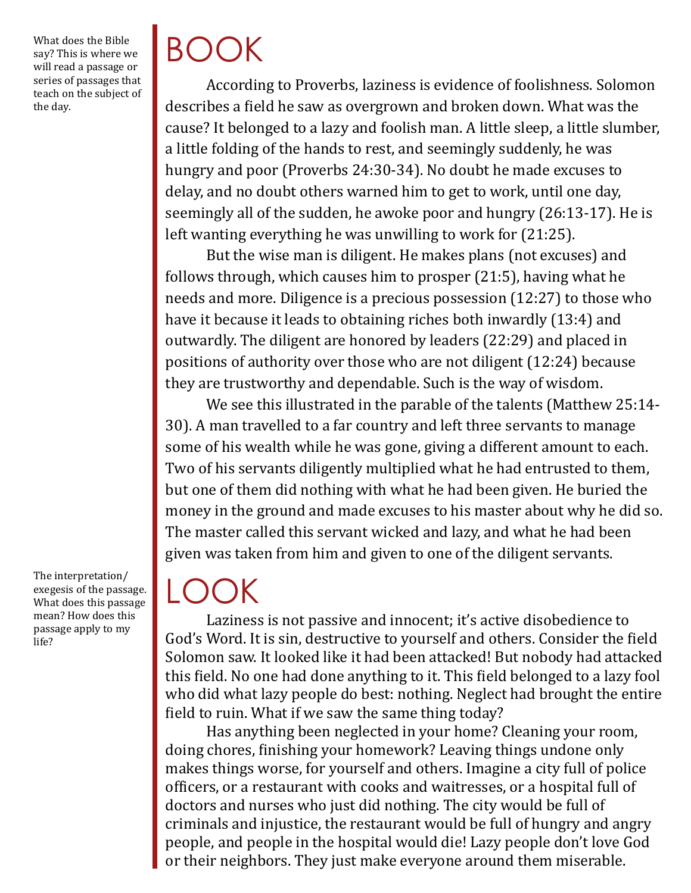What does the Bible say? This is where we will read a passage or series of passages that teach on the subject of the day.

# BOOK

According to Proverbs, laziness is evidence of foolishness. Solomon describes a field he saw as overgrown and broken down. What was the cause? It belonged to a lazy and foolish man. A little sleep, a little slumber, a little folding of the hands to rest, and seemingly suddenly, he was hungry and poor (Proverbs 24:30-34). No doubt he made excuses to delay, and no doubt others warned him to get to work, until one day, seemingly all of the sudden, he awoke poor and hungry (26:13-17). He is left wanting everything he was unwilling to work for (21:25).

But the wise man is diligent. He makes plans (not excuses) and follows through, which causes him to prosper (21:5), having what he needs and more. Diligence is a precious possession (12:27) to those who have it because it leads to obtaining riches both inwardly (13:4) and outwardly. The diligent are honored by leaders (22:29) and placed in positions of authority over those who are not diligent (12:24) because they are trustworthy and dependable. Such is the way of wisdom.

We see this illustrated in the parable of the talents (Matthew 25:14-30). A man travelled to a far country and left three servants to manage some of his wealth while he was gone, giving a different amount to each. Two of his servants diligently multiplied what he had entrusted to them, but one of them did nothing with what he had been given. He buried the money in the ground and made excuses to his master about why he did so. The master called this servant wicked and lazy, and what he had been given was taken from him and given to one of the diligent servants.

The interpretation/exegesis of the passage. What does this passage mean? How does this passage apply to my life?

# LOOK

Laziness is not passive and innocent; it's active disobedience to God's Word. It is sin, destructive to yourself and others. Consider the field Solomon saw. It looked like it had been attacked! But nobody had attacked this field. No one had done anything to it. This field belonged to a lazy fool who did what lazy people do best: nothing. Neglect had brought the entire field to ruin. What if we saw the same thing today?

Has anything been neglected in your home? Cleaning your room, doing chores, finishing your homework? Leaving things undone only makes things worse, for yourself and others. Imagine a city full of police officers, or a restaurant with cooks and waitresses, or a hospital full of doctors and nurses who just did nothing. The city would be full of criminals and injustice, the restaurant would be full of hungry and angry people, and people in the hospital would die! Lazy people don't love God or their neighbors. They just make everyone around them miserable.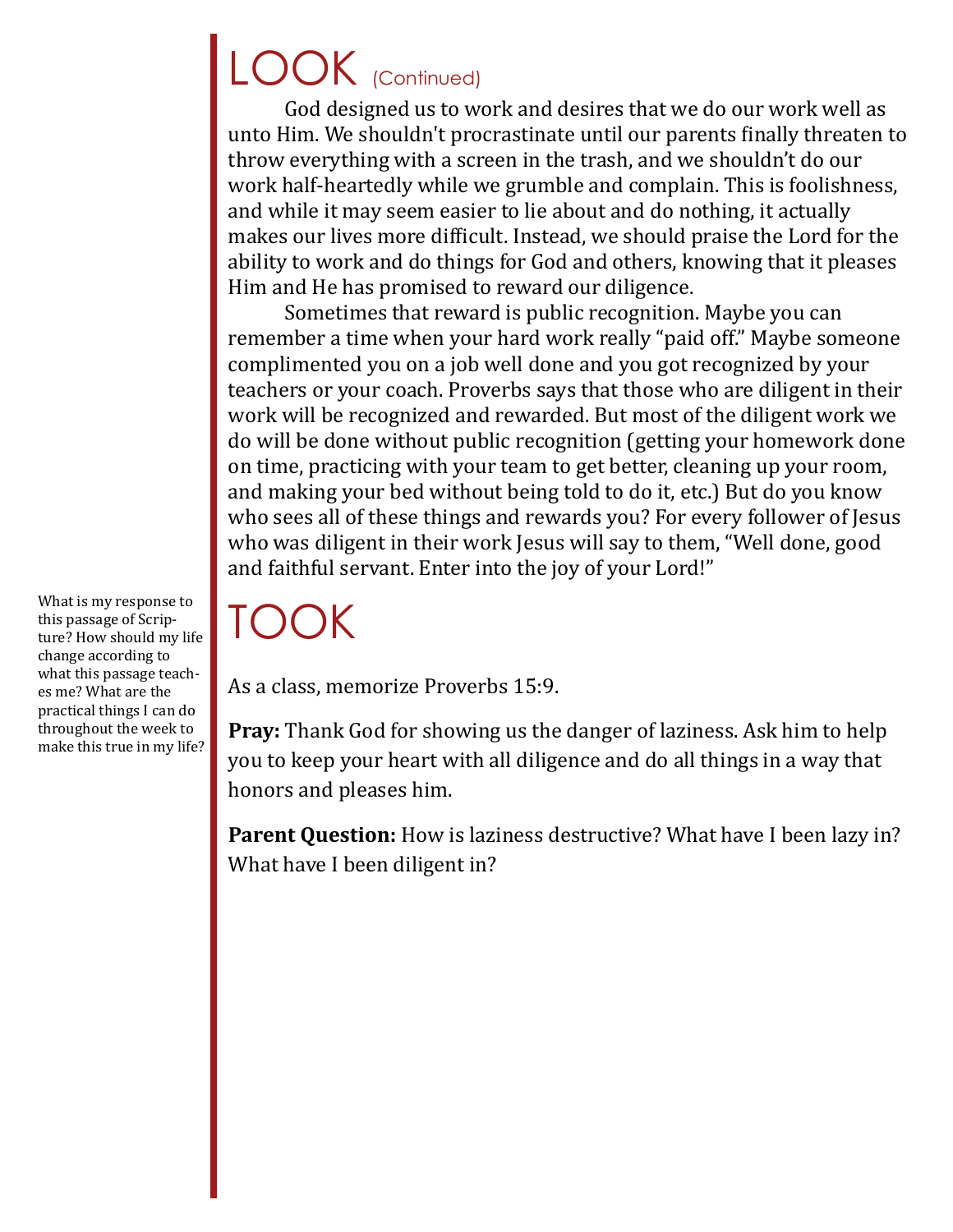# LOOK (Continued)

God designed us to work and desires that we do our work well as unto Him. We shouldn't procrastinate until our parents finally threaten to throw everything with a screen in the trash, and we shouldn't do our work half-heartedly while we grumble and complain. This is foolishness, and while it may seem easier to lie about and do nothing, it actually makes our lives more difficult. Instead, we should praise the Lord for the ability to work and do things for God and others, knowing that it pleases Him and He has promised to reward our diligence.

Sometimes that reward is public recognition. Maybe you can remember a time when your hard work really "paid off." Maybe someone complimented you on a job well done and you got recognized by your teachers or your coach. Proverbs says that those who are diligent in their work will be recognized and rewarded. But most of the diligent work we do will be done without public recognition (getting your homework done on time, practicing with your team to get better, cleaning up your room, and making your bed without being told to do it, etc.) But do you know who sees all of these things and rewards you? For every follower of Jesus who was diligent in their work Jesus will say to them, "Well done, good and faithful servant. Enter into the joy of your Lord!"

# TOOK

What is my response to this passage of Scripture? How should my life change according to what this passage teaches me? What are the practical things I can do throughout the week to make this true in my life?

As a class, memorize Proverbs 15:9.

**Pray:** Thank God for showing us the danger of laziness. Ask him to help you to keep your heart with all diligence and do all things in a way that honors and pleases him.

**Parent Question:** How is laziness destructive? What have I been lazy in? What have I been diligent in?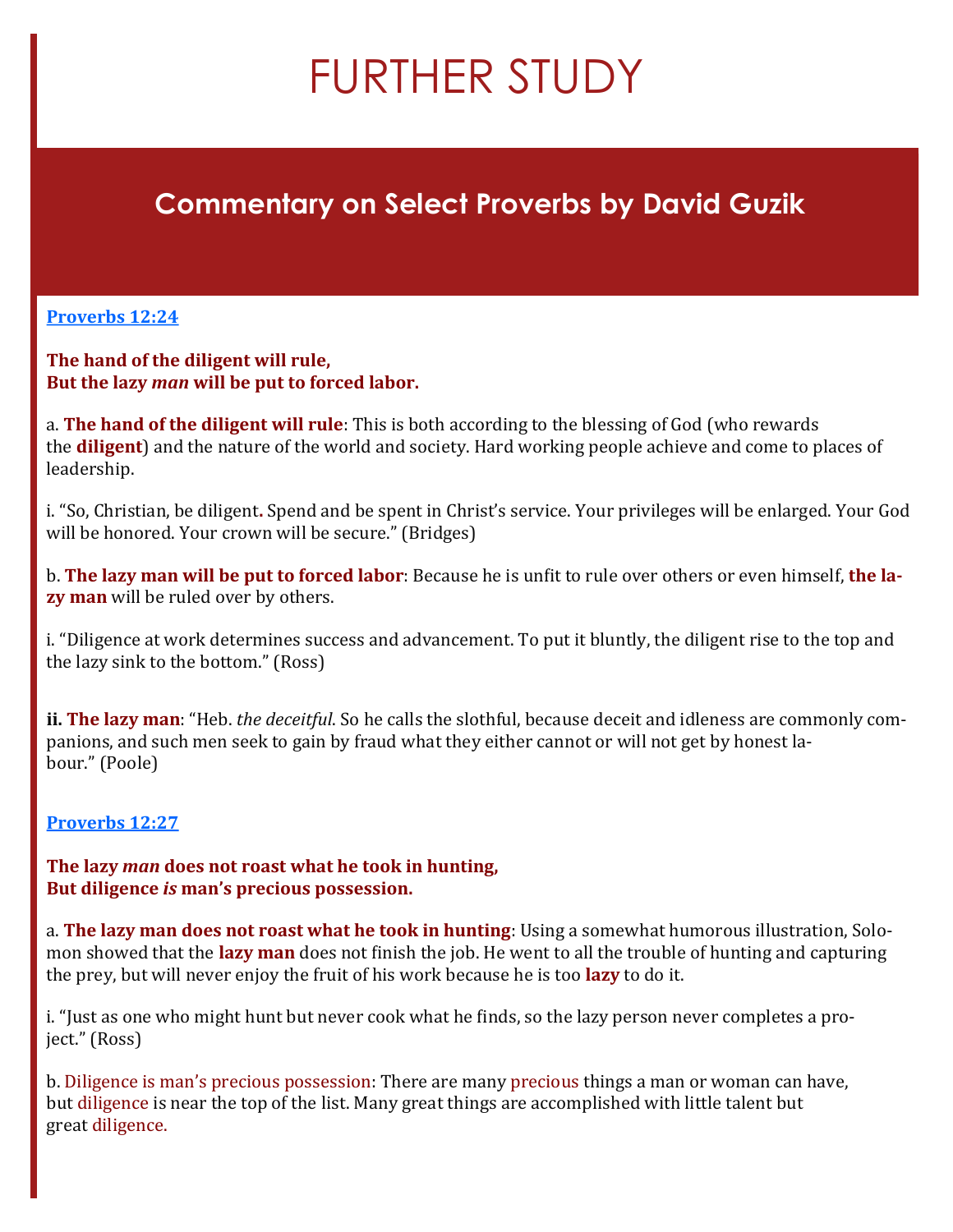# FURTHER STUDY

## Commentary on Select Proverbs by David Guzik

### Proverbs 12:24

**The hand of the diligent will rule,**
**But the lazy *man* will be put to forced labor.**

a. **The hand of the diligent will rule**: This is both according to the blessing of God (who rewards the **diligent**) and the nature of the world and society. Hard working people achieve and come to places of leadership.

i. "So, Christian, be diligent**.** Spend and be spent in Christ's service. Your privileges will be enlarged. Your God will be honored. Your crown will be secure." (Bridges)

b. **The lazy man will be put to forced labor**: Because he is unfit to rule over others or even himself, **the lazy man** will be ruled over by others.

i. "Diligence at work determines success and advancement. To put it bluntly, the diligent rise to the top and the lazy sink to the bottom." (Ross)

**ii. The lazy man**: "Heb. *the deceitful*. So he calls the slothful, because deceit and idleness are commonly companions, and such men seek to gain by fraud what they either cannot or will not get by honest labour." (Poole)

### Proverbs 12:27

**The lazy *man* does not roast what he took in hunting,**
**But diligence *is* man's precious possession.**

a. **The lazy man does not roast what he took in hunting**: Using a somewhat humorous illustration, Solomon showed that the **lazy man** does not finish the job. He went to all the trouble of hunting and capturing the prey, but will never enjoy the fruit of his work because he is too **lazy** to do it.

i. "Just as one who might hunt but never cook what he finds, so the lazy person never completes a project." (Ross)

b. Diligence is man's precious possession: There are many precious things a man or woman can have, but diligence is near the top of the list. Many great things are accomplished with little talent but great diligence.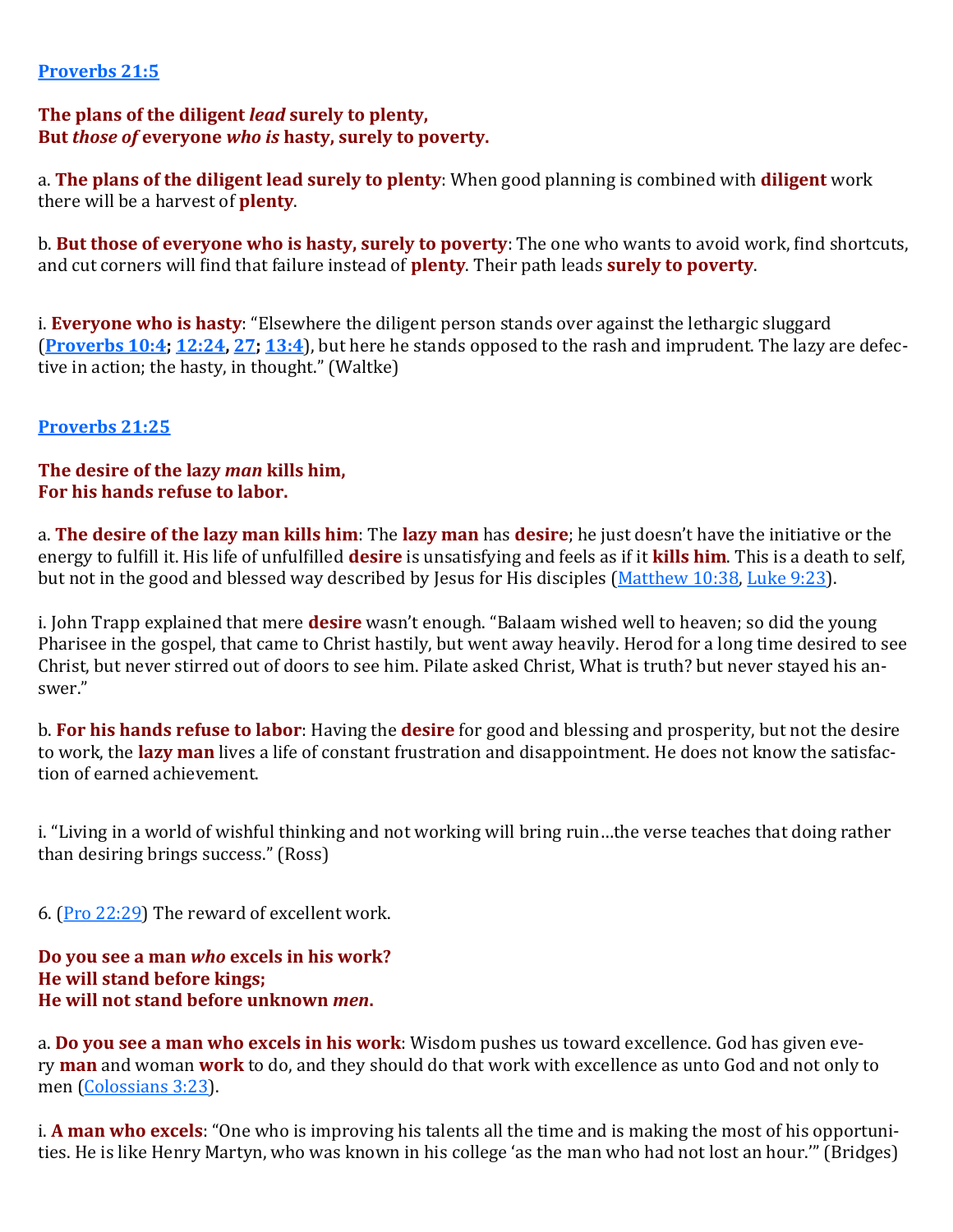[Proverbs 21:5](#)

**The plans of the diligent *lead* surely to plenty,**
**But *those of* everyone *who is* hasty, surely to poverty.**

a. **The plans of the diligent lead surely to plenty**: When good planning is combined with **diligent** work there will be a harvest of **plenty**.

b. **But those of everyone who is hasty, surely to poverty**: The one who wants to avoid work, find shortcuts, and cut corners will find that failure instead of **plenty**. Their path leads **surely to poverty**.

i. **Everyone who is hasty**: "Elsewhere the diligent person stands over against the lethargic sluggard (**Proverbs 10:4; 12:24, 27; 13:4**), but here he stands opposed to the rash and imprudent. The lazy are defective in action; the hasty, in thought." (Waltke)

[Proverbs 21:25](#)

**The desire of the lazy *man* kills him,**
**For his hands refuse to labor.**

a. **The desire of the lazy man kills him**: The **lazy man** has **desire**; he just doesn't have the initiative or the energy to fulfill it. His life of unfulfilled **desire** is unsatisfying and feels as if it **kills him**. This is a death to self, but not in the good and blessed way described by Jesus for His disciples (Matthew 10:38, Luke 9:23).

i. John Trapp explained that mere **desire** wasn't enough. "Balaam wished well to heaven; so did the young Pharisee in the gospel, that came to Christ hastily, but went away heavily. Herod for a long time desired to see Christ, but never stirred out of doors to see him. Pilate asked Christ, What is truth? but never stayed his answer."

b. **For his hands refuse to labor**: Having the **desire** for good and blessing and prosperity, but not the desire to work, the **lazy man** lives a life of constant frustration and disappointment. He does not know the satisfaction of earned achievement.

i. "Living in a world of wishful thinking and not working will bring ruin…the verse teaches that doing rather than desiring brings success." (Ross)

6. (Pro 22:29) The reward of excellent work.

**Do you see a man *who* excels in his work?**
**He will stand before kings;**
**He will not stand before unknown *men*.**

a. **Do you see a man who excels in his work**: Wisdom pushes us toward excellence. God has given every **man** and woman **work** to do, and they should do that work with excellence as unto God and not only to men (Colossians 3:23).

i. **A man who excels**: "One who is improving his talents all the time and is making the most of his opportunities. He is like Henry Martyn, who was known in his college 'as the man who had not lost an hour.'" (Bridges)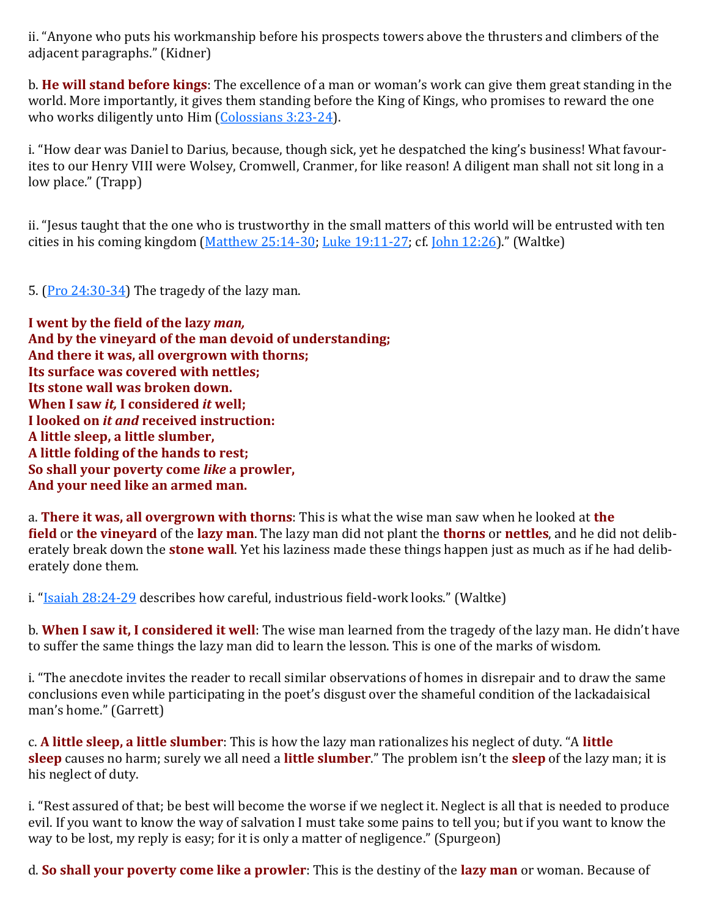ii. "Anyone who puts his workmanship before his prospects towers above the thrusters and climbers of the adjacent paragraphs." (Kidner)

b. **He will stand before kings**: The excellence of a man or woman's work can give them great standing in the world. More importantly, it gives them standing before the King of Kings, who promises to reward the one who works diligently unto Him (Colossians 3:23-24).

i. "How dear was Daniel to Darius, because, though sick, yet he despatched the king's business! What favourites to our Henry VIII were Wolsey, Cromwell, Cranmer, for like reason! A diligent man shall not sit long in a low place." (Trapp)

ii. "Jesus taught that the one who is trustworthy in the small matters of this world will be entrusted with ten cities in his coming kingdom (Matthew 25:14-30; Luke 19:11-27; cf. John 12:26)." (Waltke)

5. (Pro 24:30-34) The tragedy of the lazy man.

**I went by the field of the lazy *man,***
**And by the vineyard of the man devoid of understanding;**
**And there it was, all overgrown with thorns;**
**Its surface was covered with nettles;**
**Its stone wall was broken down.**
**When I saw *it,* I considered *it* well;**
**I looked on *it and* received instruction:**
**A little sleep, a little slumber,**
**A little folding of the hands to rest;**
**So shall your poverty come *like* a prowler,**
**And your need like an armed man.**

a. **There it was, all overgrown with thorns**: This is what the wise man saw when he looked at **the field** or **the vineyard** of the **lazy man**. The lazy man did not plant the **thorns** or **nettles**, and he did not deliberately break down the **stone wall**. Yet his laziness made these things happen just as much as if he had deliberately done them.

i. "Isaiah 28:24-29 describes how careful, industrious field-work looks." (Waltke)

b. **When I saw it, I considered it well**: The wise man learned from the tragedy of the lazy man. He didn't have to suffer the same things the lazy man did to learn the lesson. This is one of the marks of wisdom.

i. "The anecdote invites the reader to recall similar observations of homes in disrepair and to draw the same conclusions even while participating in the poet's disgust over the shameful condition of the lackadaisical man's home." (Garrett)

c. **A little sleep, a little slumber**: This is how the lazy man rationalizes his neglect of duty. "A **little sleep** causes no harm; surely we all need a **little slumber**." The problem isn't the **sleep** of the lazy man; it is his neglect of duty.

i. "Rest assured of that; be best will become the worse if we neglect it. Neglect is all that is needed to produce evil. If you want to know the way of salvation I must take some pains to tell you; but if you want to know the way to be lost, my reply is easy; for it is only a matter of negligence." (Spurgeon)

d. **So shall your poverty come like a prowler**: This is the destiny of the **lazy man** or woman. Because of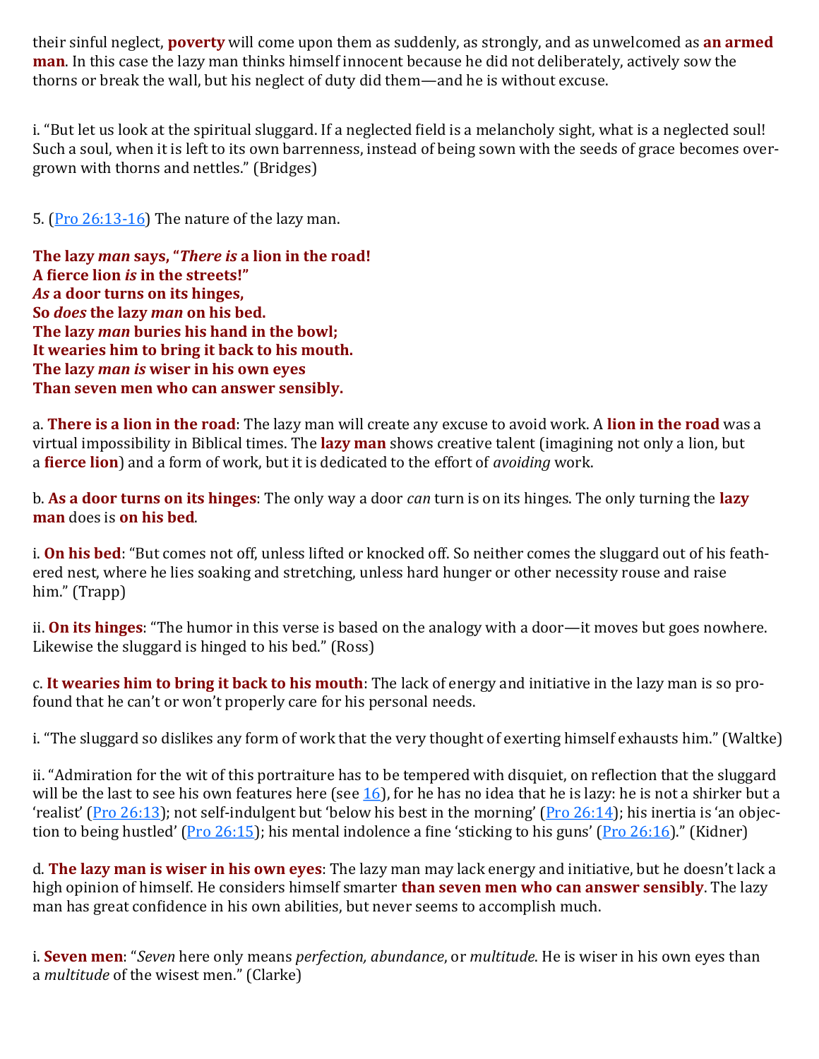their sinful neglect, **poverty** will come upon them as suddenly, as strongly, and as unwelcomed as **an armed man**. In this case the lazy man thinks himself innocent because he did not deliberately, actively sow the thorns or break the wall, but his neglect of duty did them—and he is without excuse.

i. "But let us look at the spiritual sluggard. If a neglected field is a melancholy sight, what is a neglected soul! Such a soul, when it is left to its own barrenness, instead of being sown with the seeds of grace becomes overgrown with thorns and nettles." (Bridges)

5. (Pro 26:13-16) The nature of the lazy man.

**The lazy *man* says, "*There is* a lion in the road!**
**A fierce lion *is* in the streets!"**
***As* a door turns on its hinges,**
**So *does* the lazy *man* on his bed.**
**The lazy *man* buries his hand in the bowl;**
**It wearies him to bring it back to his mouth.**
**The lazy *man is* wiser in his own eyes**
**Than seven men who can answer sensibly.**

a. **There is a lion in the road**: The lazy man will create any excuse to avoid work. A **lion in the road** was a virtual impossibility in Biblical times. The **lazy man** shows creative talent (imagining not only a lion, but a **fierce lion**) and a form of work, but it is dedicated to the effort of *avoiding* work.

b. **As a door turns on its hinges**: The only way a door *can* turn is on its hinges. The only turning the **lazy man** does is **on his bed**.

i. **On his bed**: "But comes not off, unless lifted or knocked off. So neither comes the sluggard out of his feathered nest, where he lies soaking and stretching, unless hard hunger or other necessity rouse and raise him." (Trapp)

ii. **On its hinges**: "The humor in this verse is based on the analogy with a door—it moves but goes nowhere. Likewise the sluggard is hinged to his bed." (Ross)

c. **It wearies him to bring it back to his mouth**: The lack of energy and initiative in the lazy man is so profound that he can't or won't properly care for his personal needs.

i. "The sluggard so dislikes any form of work that the very thought of exerting himself exhausts him." (Waltke)

ii. "Admiration for the wit of this portraiture has to be tempered with disquiet, on reflection that the sluggard will be the last to see his own features here (see 16), for he has no idea that he is lazy: he is not a shirker but a 'realist' (Pro 26:13); not self-indulgent but 'below his best in the morning' (Pro 26:14); his inertia is 'an objection to being hustled' (Pro 26:15); his mental indolence a fine 'sticking to his guns' (Pro 26:16)." (Kidner)

d. **The lazy man is wiser in his own eyes**: The lazy man may lack energy and initiative, but he doesn't lack a high opinion of himself. He considers himself smarter **than seven men who can answer sensibly**. The lazy man has great confidence in his own abilities, but never seems to accomplish much.

i. **Seven men**: "*Seven* here only means *perfection, abundance*, or *multitude*. He is wiser in his own eyes than a *multitude* of the wisest men." (Clarke)